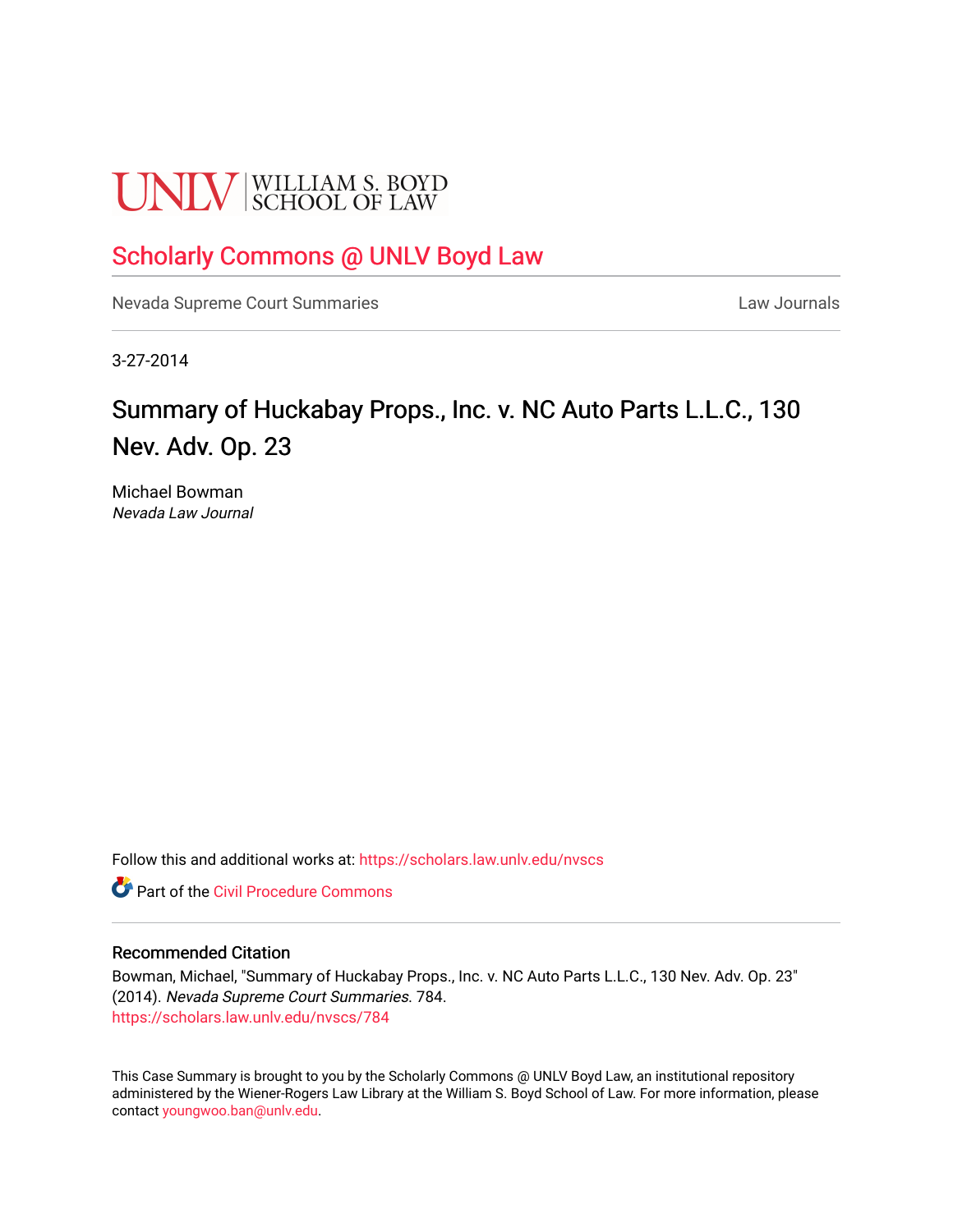UNLV | WILLIAM S. BOYD SCHOOL OF LAW

# Scholarly Commons @ UNLV Boyd Law

Nevada Supreme Court Summaries | Law Journals

3-27-2014

## Summary of Huckabay Props., Inc. v. NC Auto Parts L.L.C., 130 Nev. Adv. Op. 23

Michael Bowman
*Nevada Law Journal*

Follow this and additional works at: https://scholars.law.unlv.edu/nvscs

Part of the Civil Procedure Commons

### Recommended Citation

Bowman, Michael, "Summary of Huckabay Props., Inc. v. NC Auto Parts L.L.C., 130 Nev. Adv. Op. 23" (2014). *Nevada Supreme Court Summaries*. 784.
https://scholars.law.unlv.edu/nvscs/784

This Case Summary is brought to you by the Scholarly Commons @ UNLV Boyd Law, an institutional repository administered by the Wiener-Rogers Law Library at the William S. Boyd School of Law. For more information, please contact youngwoo.ban@unlv.edu.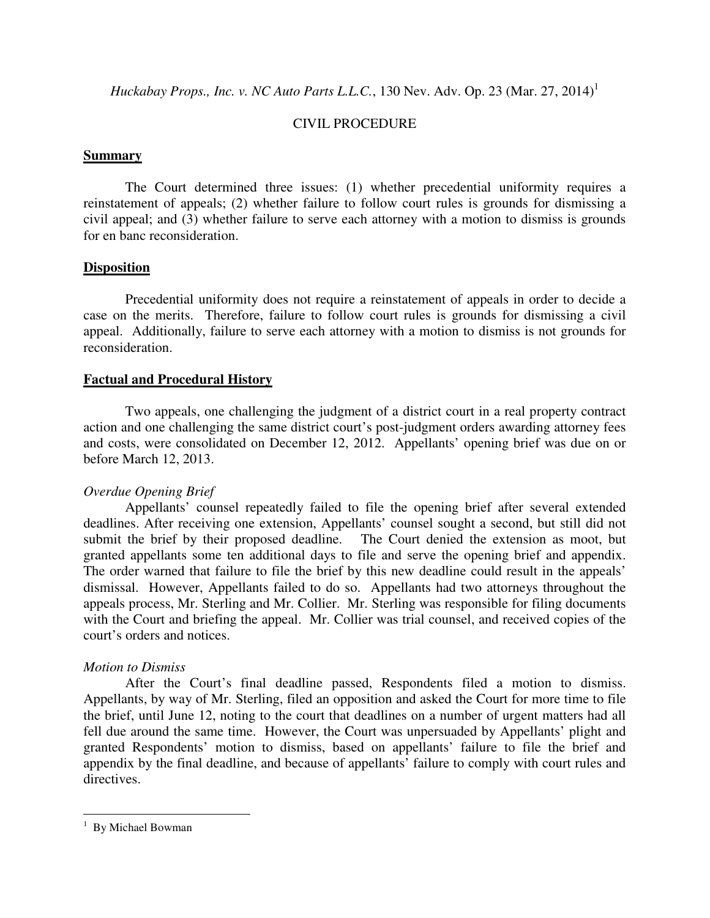*Huckabay Props., Inc. v. NC Auto Parts L.L.C.*, 130 Nev. Adv. Op. 23 (Mar. 27, 2014)[1]

CIVIL PROCEDURE

## Summary

The Court determined three issues: (1) whether precedential uniformity requires a reinstatement of appeals; (2) whether failure to follow court rules is grounds for dismissing a civil appeal; and (3) whether failure to serve each attorney with a motion to dismiss is grounds for en banc reconsideration.

## Disposition

Precedential uniformity does not require a reinstatement of appeals in order to decide a case on the merits. Therefore, failure to follow court rules is grounds for dismissing a civil appeal. Additionally, failure to serve each attorney with a motion to dismiss is not grounds for reconsideration.

## Factual and Procedural History

Two appeals, one challenging the judgment of a district court in a real property contract action and one challenging the same district court's post-judgment orders awarding attorney fees and costs, were consolidated on December 12, 2012. Appellants' opening brief was due on or before March 12, 2013.

### *Overdue Opening Brief*

Appellants' counsel repeatedly failed to file the opening brief after several extended deadlines. After receiving one extension, Appellants' counsel sought a second, but still did not submit the brief by their proposed deadline. The Court denied the extension as moot, but granted appellants some ten additional days to file and serve the opening brief and appendix. The order warned that failure to file the brief by this new deadline could result in the appeals' dismissal. However, Appellants failed to do so. Appellants had two attorneys throughout the appeals process, Mr. Sterling and Mr. Collier. Mr. Sterling was responsible for filing documents with the Court and briefing the appeal. Mr. Collier was trial counsel, and received copies of the court's orders and notices.

### *Motion to Dismiss*

After the Court's final deadline passed, Respondents filed a motion to dismiss. Appellants, by way of Mr. Sterling, filed an opposition and asked the Court for more time to file the brief, until June 12, noting to the court that deadlines on a number of urgent matters had all fell due around the same time. However, the Court was unpersuaded by Appellants' plight and granted Respondents' motion to dismiss, based on appellants' failure to file the brief and appendix by the final deadline, and because of appellants' failure to comply with court rules and directives.

---

[1] By Michael Bowman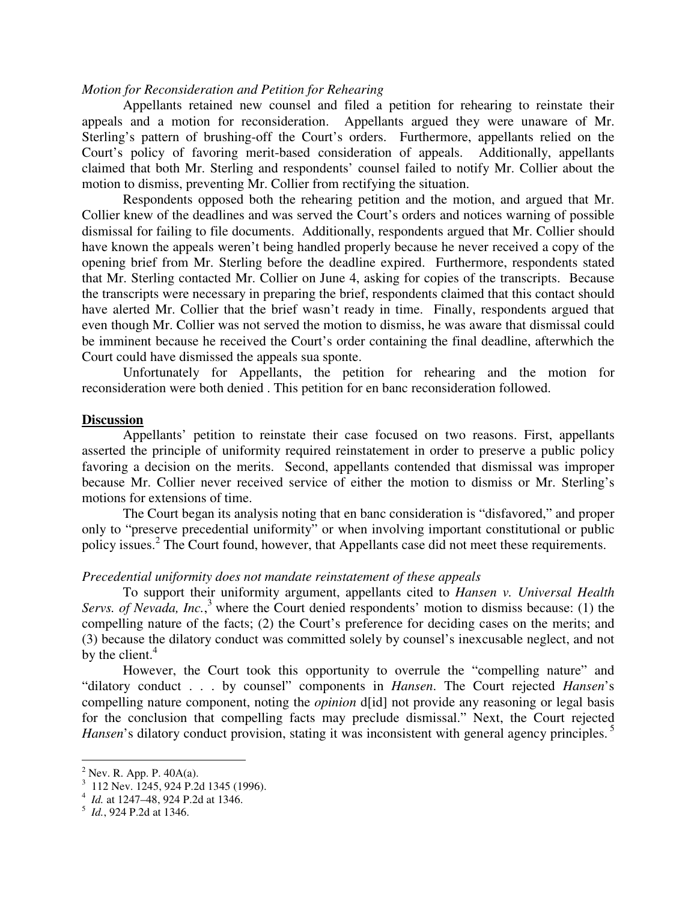*Motion for Reconsideration and Petition for Rehearing*

Appellants retained new counsel and filed a petition for rehearing to reinstate their appeals and a motion for reconsideration. Appellants argued they were unaware of Mr. Sterling's pattern of brushing-off the Court's orders. Furthermore, appellants relied on the Court's policy of favoring merit-based consideration of appeals. Additionally, appellants claimed that both Mr. Sterling and respondents' counsel failed to notify Mr. Collier about the motion to dismiss, preventing Mr. Collier from rectifying the situation.

Respondents opposed both the rehearing petition and the motion, and argued that Mr. Collier knew of the deadlines and was served the Court's orders and notices warning of possible dismissal for failing to file documents. Additionally, respondents argued that Mr. Collier should have known the appeals weren't being handled properly because he never received a copy of the opening brief from Mr. Sterling before the deadline expired. Furthermore, respondents stated that Mr. Sterling contacted Mr. Collier on June 4, asking for copies of the transcripts. Because the transcripts were necessary in preparing the brief, respondents claimed that this contact should have alerted Mr. Collier that the brief wasn't ready in time. Finally, respondents argued that even though Mr. Collier was not served the motion to dismiss, he was aware that dismissal could be imminent because he received the Court's order containing the final deadline, afterwhich the Court could have dismissed the appeals sua sponte.

Unfortunately for Appellants, the petition for rehearing and the motion for reconsideration were both denied . This petition for en banc reconsideration followed.

**Discussion**

Appellants' petition to reinstate their case focused on two reasons. First, appellants asserted the principle of uniformity required reinstatement in order to preserve a public policy favoring a decision on the merits. Second, appellants contended that dismissal was improper because Mr. Collier never received service of either the motion to dismiss or Mr. Sterling's motions for extensions of time.

The Court began its analysis noting that en banc consideration is "disfavored," and proper only to "preserve precedential uniformity" or when involving important constitutional or public policy issues.[2] The Court found, however, that Appellants case did not meet these requirements.

*Precedential uniformity does not mandate reinstatement of these appeals*

To support their uniformity argument, appellants cited to *Hansen v. Universal Health Servs. of Nevada, Inc.*,[3] where the Court denied respondents' motion to dismiss because: (1) the compelling nature of the facts; (2) the Court's preference for deciding cases on the merits; and (3) because the dilatory conduct was committed solely by counsel's inexcusable neglect, and not by the client.[4]

However, the Court took this opportunity to overrule the "compelling nature" and "dilatory conduct . . . by counsel" components in *Hansen*. The Court rejected *Hansen*'s compelling nature component, noting the *opinion* d[id] not provide any reasoning or legal basis for the conclusion that compelling facts may preclude dismissal." Next, the Court rejected *Hansen*'s dilatory conduct provision, stating it was inconsistent with general agency principles.[5]

---

[2] Nev. R. App. P. 40A(a).

[3] 112 Nev. 1245, 924 P.2d 1345 (1996).

[4] *Id.* at 1247–48, 924 P.2d at 1346.

[5] *Id.*, 924 P.2d at 1346.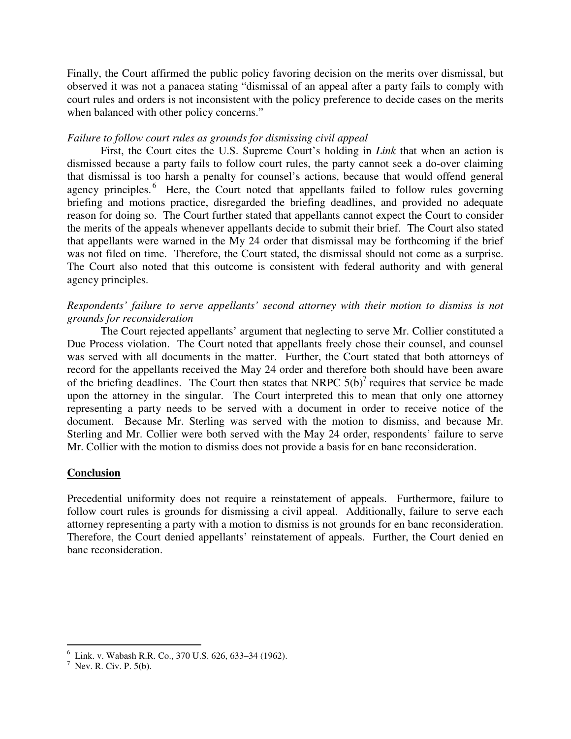Finally, the Court affirmed the public policy favoring decision on the merits over dismissal, but observed it was not a panacea stating "dismissal of an appeal after a party fails to comply with court rules and orders is not inconsistent with the policy preference to decide cases on the merits when balanced with other policy concerns."

*Failure to follow court rules as grounds for dismissing civil appeal*

First, the Court cites the U.S. Supreme Court's holding in *Link* that when an action is dismissed because a party fails to follow court rules, the party cannot seek a do-over claiming that dismissal is too harsh a penalty for counsel's actions, because that would offend general agency principles.[6] Here, the Court noted that appellants failed to follow rules governing briefing and motions practice, disregarded the briefing deadlines, and provided no adequate reason for doing so. The Court further stated that appellants cannot expect the Court to consider the merits of the appeals whenever appellants decide to submit their brief. The Court also stated that appellants were warned in the My 24 order that dismissal may be forthcoming if the brief was not filed on time. Therefore, the Court stated, the dismissal should not come as a surprise. The Court also noted that this outcome is consistent with federal authority and with general agency principles.

*Respondents' failure to serve appellants' second attorney with their motion to dismiss is not grounds for reconsideration*

The Court rejected appellants' argument that neglecting to serve Mr. Collier constituted a Due Process violation. The Court noted that appellants freely chose their counsel, and counsel was served with all documents in the matter. Further, the Court stated that both attorneys of record for the appellants received the May 24 order and therefore both should have been aware of the briefing deadlines. The Court then states that NRPC 5(b)[7] requires that service be made upon the attorney in the singular. The Court interpreted this to mean that only one attorney representing a party needs to be served with a document in order to receive notice of the document. Because Mr. Sterling was served with the motion to dismiss, and because Mr. Sterling and Mr. Collier were both served with the May 24 order, respondents' failure to serve Mr. Collier with the motion to dismiss does not provide a basis for en banc reconsideration.

## Conclusion

Precedential uniformity does not require a reinstatement of appeals. Furthermore, failure to follow court rules is grounds for dismissing a civil appeal. Additionally, failure to serve each attorney representing a party with a motion to dismiss is not grounds for en banc reconsideration. Therefore, the Court denied appellants' reinstatement of appeals. Further, the Court denied en banc reconsideration.

---

[6] Link. v. Wabash R.R. Co., 370 U.S. 626, 633–34 (1962).

[7] Nev. R. Civ. P. 5(b).